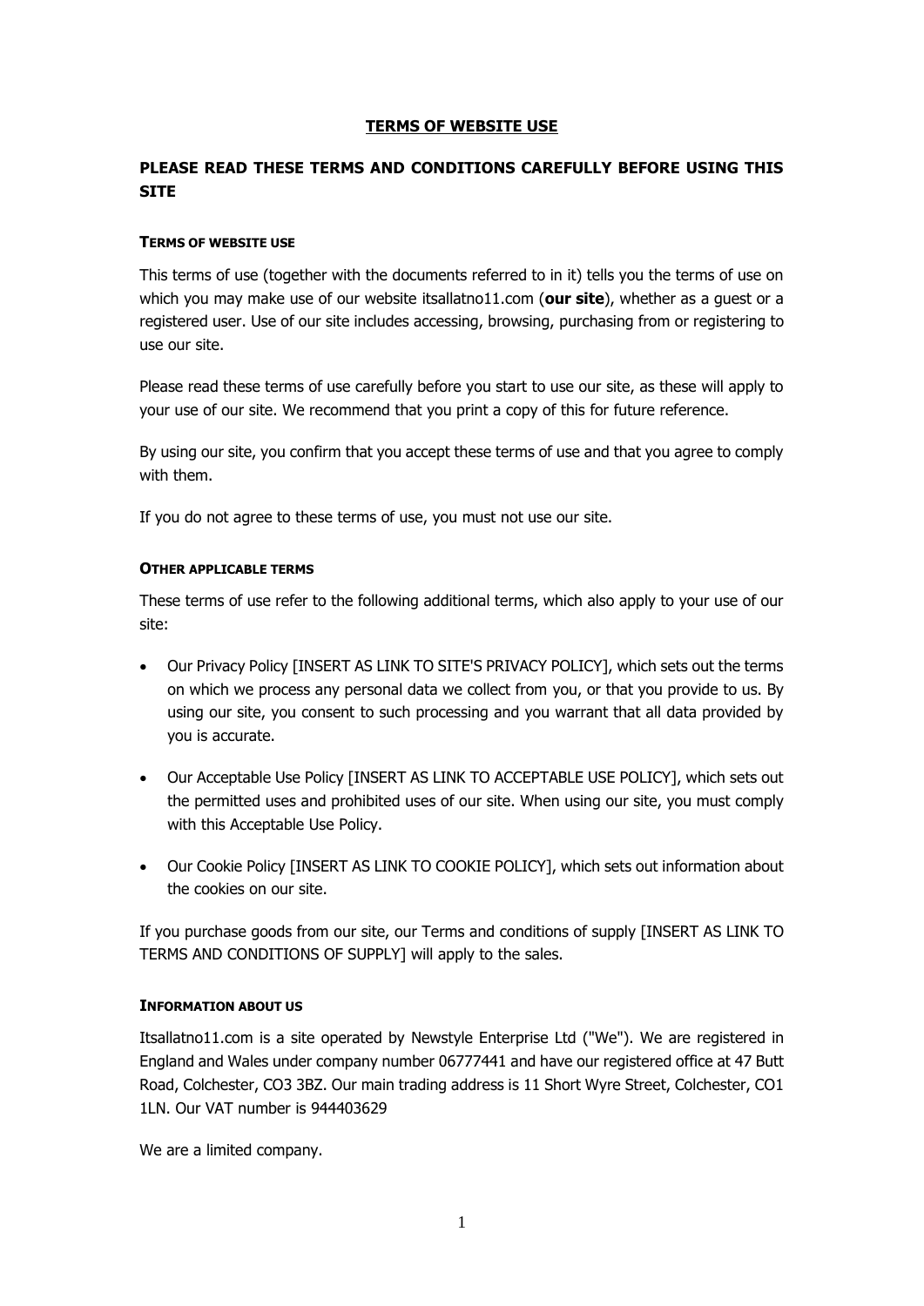# TERMS OF WEBSITE USE

## PLEASE READ THESE TERMS AND CONDITIONS CAREFULLY BEFORE USING THIS SITE

### TERMS OF WEBSITE USE

This terms of use (together with the documents referred to in it) tells you the terms of use on which you may make use of our website itsallatno11.com (**our site**), whether as a guest or a registered user. Use of our site includes accessing, browsing, purchasing from or registering to use our site.

Please read these terms of use carefully before you start to use our site, as these will apply to your use of our site. We recommend that you print a copy of this for future reference.

By using our site, you confirm that you accept these terms of use and that you agree to comply with them.

If you do not agree to these terms of use, you must not use our site.

### OTHER APPLICABLE TERMS

These terms of use refer to the following additional terms, which also apply to your use of our site:

- Our Privacy Policy [INSERT AS LINK TO SITE'S PRIVACY POLICY], which sets out the terms on which we process any personal data we collect from you, or that you provide to us. By using our site, you consent to such processing and you warrant that all data provided by you is accurate.
- Our Acceptable Use Policy [INSERT AS LINK TO ACCEPTABLE USE POLICY], which sets out the permitted uses and prohibited uses of our site. When using our site, you must comply with this Acceptable Use Policy.
- Our Cookie Policy [INSERT AS LINK TO COOKIE POLICY], which sets out information about the cookies on our site.

If you purchase goods from our site, our Terms and conditions of supply [INSERT AS LINK TO TERMS AND CONDITIONS OF SUPPLY] will apply to the sales.

### INFORMATION ABOUT US

Itsallatno11.com is a site operated by Newstyle Enterprise Ltd ("We"). We are registered in England and Wales under company number 06777441 and have our registered office at 47 Butt Road, Colchester, CO3 3BZ. Our main trading address is 11 Short Wyre Street, Colchester, CO1 1LN. Our VAT number is 944403629

We are a limited company.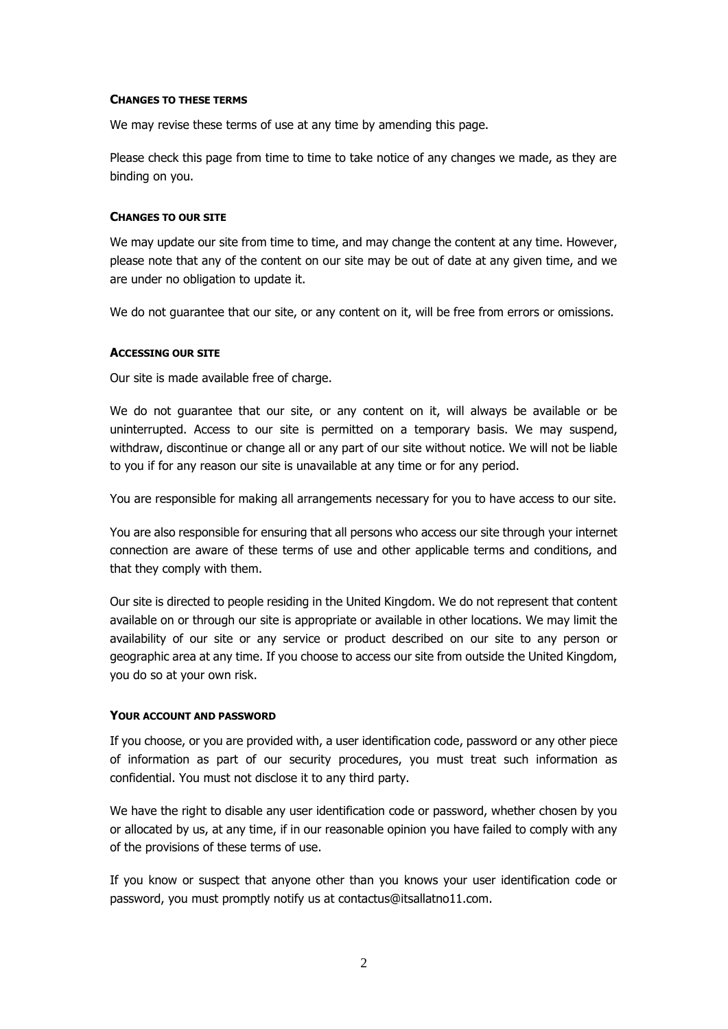### **Changes to these terms**

We may revise these terms of use at any time by amending this page.

Please check this page from time to time to take notice of any changes we made, as they are binding on you.

### **Changes to our site**

We may update our site from time to time, and may change the content at any time. However, please note that any of the content on our site may be out of date at any given time, and we are under no obligation to update it.

We do not guarantee that our site, or any content on it, will be free from errors or omissions.

### **Accessing our site**

Our site is made available free of charge.

We do not guarantee that our site, or any content on it, will always be available or be uninterrupted. Access to our site is permitted on a temporary basis. We may suspend, withdraw, discontinue or change all or any part of our site without notice. We will not be liable to you if for any reason our site is unavailable at any time or for any period.

You are responsible for making all arrangements necessary for you to have access to our site.

You are also responsible for ensuring that all persons who access our site through your internet connection are aware of these terms of use and other applicable terms and conditions, and that they comply with them.

Our site is directed to people residing in the United Kingdom. We do not represent that content available on or through our site is appropriate or available in other locations. We may limit the availability of our site or any service or product described on our site to any person or geographic area at any time. If you choose to access our site from outside the United Kingdom, you do so at your own risk.

### **Your account and password**

If you choose, or you are provided with, a user identification code, password or any other piece of information as part of our security procedures, you must treat such information as confidential. You must not disclose it to any third party.

We have the right to disable any user identification code or password, whether chosen by you or allocated by us, at any time, if in our reasonable opinion you have failed to comply with any of the provisions of these terms of use.

If you know or suspect that anyone other than you knows your user identification code or password, you must promptly notify us at contactus@itsallatno11.com.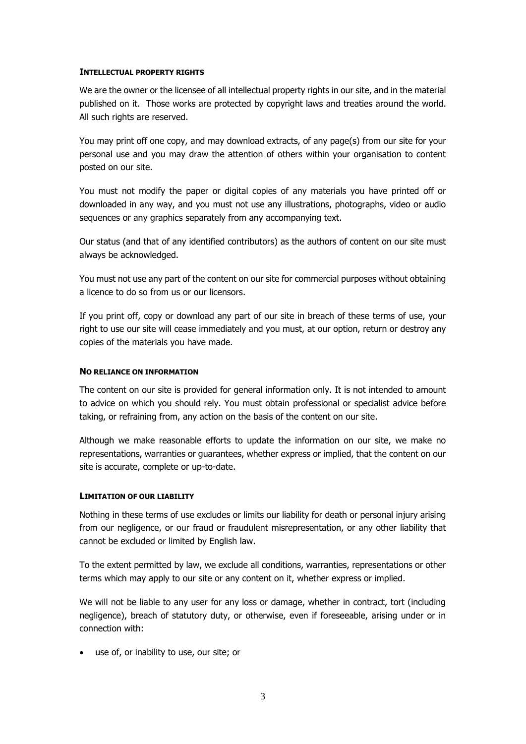### **Intellectual property rights**

We are the owner or the licensee of all intellectual property rights in our site, and in the material published on it. Those works are protected by copyright laws and treaties around the world. All such rights are reserved.

You may print off one copy, and may download extracts, of any page(s) from our site for your personal use and you may draw the attention of others within your organisation to content posted on our site.

You must not modify the paper or digital copies of any materials you have printed off or downloaded in any way, and you must not use any illustrations, photographs, video or audio sequences or any graphics separately from any accompanying text.

Our status (and that of any identified contributors) as the authors of content on our site must always be acknowledged.

You must not use any part of the content on our site for commercial purposes without obtaining a licence to do so from us or our licensors.

If you print off, copy or download any part of our site in breach of these terms of use, your right to use our site will cease immediately and you must, at our option, return or destroy any copies of the materials you have made.

### **No reliance on information**

The content on our site is provided for general information only. It is not intended to amount to advice on which you should rely. You must obtain professional or specialist advice before taking, or refraining from, any action on the basis of the content on our site.

Although we make reasonable efforts to update the information on our site, we make no representations, warranties or guarantees, whether express or implied, that the content on our site is accurate, complete or up-to-date.

### **Limitation of our liability**

Nothing in these terms of use excludes or limits our liability for death or personal injury arising from our negligence, or our fraud or fraudulent misrepresentation, or any other liability that cannot be excluded or limited by English law.

To the extent permitted by law, we exclude all conditions, warranties, representations or other terms which may apply to our site or any content on it, whether express or implied.

We will not be liable to any user for any loss or damage, whether in contract, tort (including negligence), breach of statutory duty, or otherwise, even if foreseeable, arising under or in connection with:

- use of, or inability to use, our site; or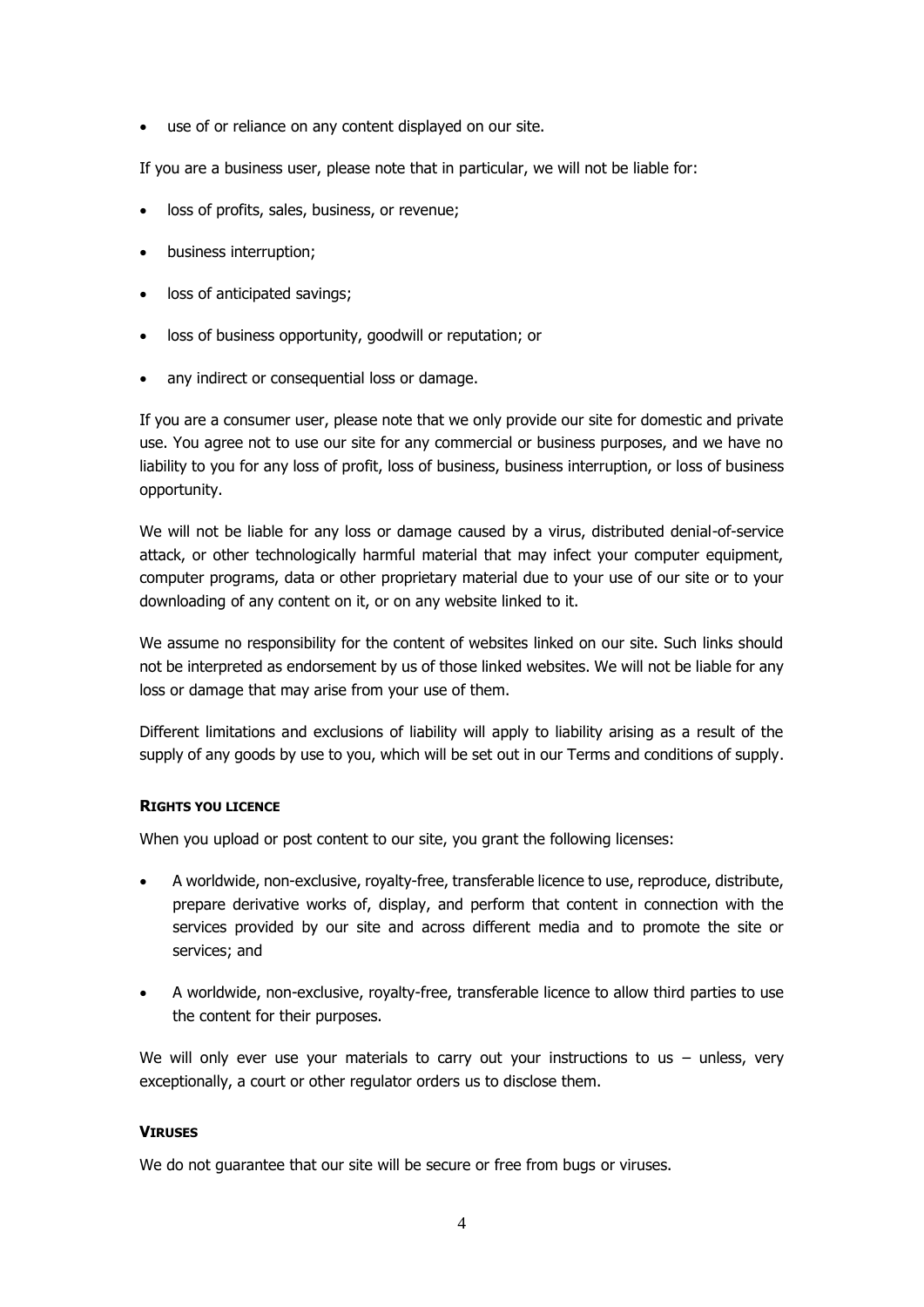- use of or reliance on any content displayed on our site.

If you are a business user, please note that in particular, we will not be liable for:

- loss of profits, sales, business, or revenue;
- business interruption;
- loss of anticipated savings;
- loss of business opportunity, goodwill or reputation; or
- any indirect or consequential loss or damage.

If you are a consumer user, please note that we only provide our site for domestic and private use. You agree not to use our site for any commercial or business purposes, and we have no liability to you for any loss of profit, loss of business, business interruption, or loss of business opportunity.

We will not be liable for any loss or damage caused by a virus, distributed denial-of-service attack, or other technologically harmful material that may infect your computer equipment, computer programs, data or other proprietary material due to your use of our site or to your downloading of any content on it, or on any website linked to it.

We assume no responsibility for the content of websites linked on our site. Such links should not be interpreted as endorsement by us of those linked websites. We will not be liable for any loss or damage that may arise from your use of them.

Different limitations and exclusions of liability will apply to liability arising as a result of the supply of any goods by use to you, which will be set out in our Terms and conditions of supply.

**RIGHTS YOU LICENCE**

When you upload or post content to our site, you grant the following licenses:

- A worldwide, non-exclusive, royalty-free, transferable licence to use, reproduce, distribute, prepare derivative works of, display, and perform that content in connection with the services provided by our site and across different media and to promote the site or services; and
- A worldwide, non-exclusive, royalty-free, transferable licence to allow third parties to use the content for their purposes.

We will only ever use your materials to carry out your instructions to us – unless, very exceptionally, a court or other regulator orders us to disclose them.

**VIRUSES**

We do not guarantee that our site will be secure or free from bugs or viruses.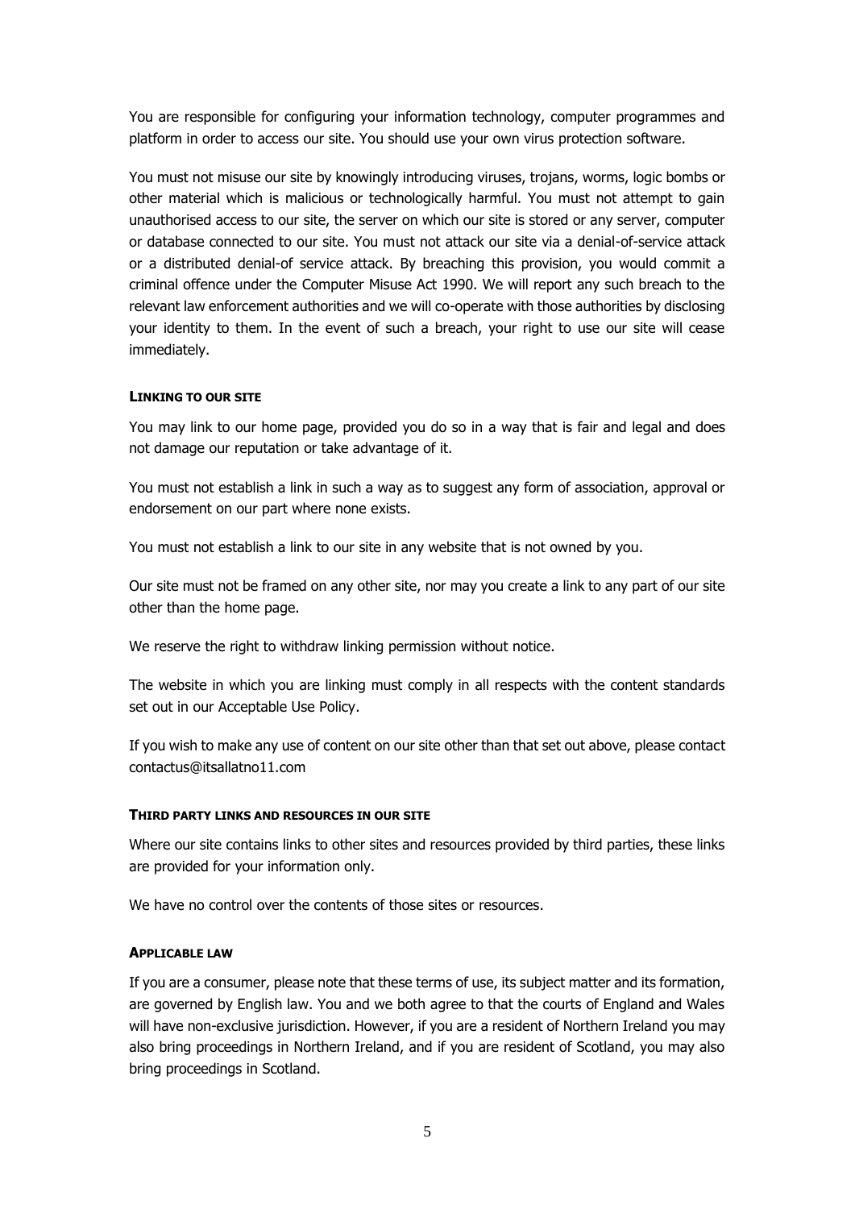You are responsible for configuring your information technology, computer programmes and platform in order to access our site. You should use your own virus protection software.

You must not misuse our site by knowingly introducing viruses, trojans, worms, logic bombs or other material which is malicious or technologically harmful. You must not attempt to gain unauthorised access to our site, the server on which our site is stored or any server, computer or database connected to our site. You must not attack our site via a denial-of-service attack or a distributed denial-of service attack. By breaching this provision, you would commit a criminal offence under the Computer Misuse Act 1990. We will report any such breach to the relevant law enforcement authorities and we will co-operate with those authorities by disclosing your identity to them. In the event of such a breach, your right to use our site will cease immediately.

#### LINKING TO OUR SITE

You may link to our home page, provided you do so in a way that is fair and legal and does not damage our reputation or take advantage of it.

You must not establish a link in such a way as to suggest any form of association, approval or endorsement on our part where none exists.

You must not establish a link to our site in any website that is not owned by you.

Our site must not be framed on any other site, nor may you create a link to any part of our site other than the home page.

We reserve the right to withdraw linking permission without notice.

The website in which you are linking must comply in all respects with the content standards set out in our Acceptable Use Policy.

If you wish to make any use of content on our site other than that set out above, please contact contactus@itsallatno11.com

#### THIRD PARTY LINKS AND RESOURCES IN OUR SITE

Where our site contains links to other sites and resources provided by third parties, these links are provided for your information only.

We have no control over the contents of those sites or resources.

#### APPLICABLE LAW

If you are a consumer, please note that these terms of use, its subject matter and its formation, are governed by English law. You and we both agree to that the courts of England and Wales will have non-exclusive jurisdiction. However, if you are a resident of Northern Ireland you may also bring proceedings in Northern Ireland, and if you are resident of Scotland, you may also bring proceedings in Scotland.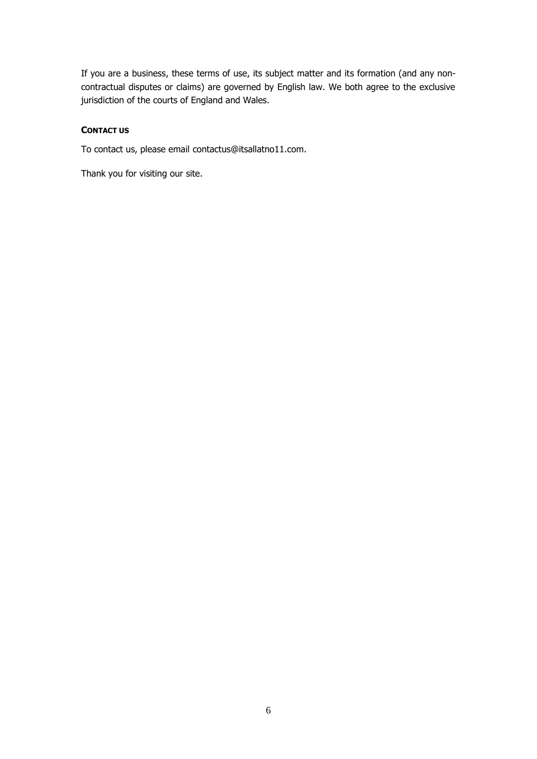If you are a business, these terms of use, its subject matter and its formation (and any non-contractual disputes or claims) are governed by English law. We both agree to the exclusive jurisdiction of the courts of England and Wales.

**CONTACT US**

To contact us, please email contactus@itsallatno11.com.

Thank you for visiting our site.